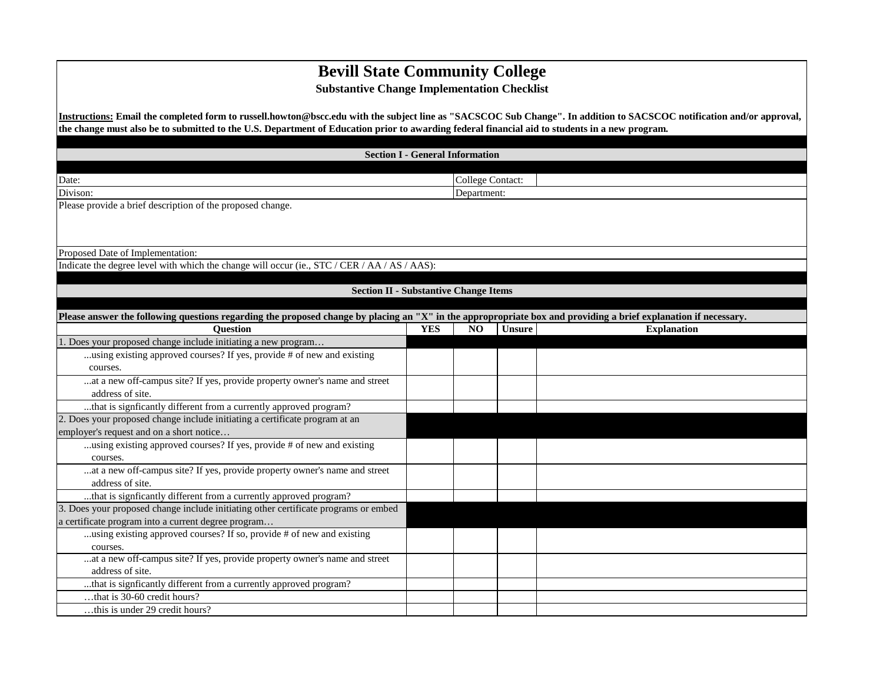# Bevill State Community College

## Substantive Change Implementation Checklist

**Instructions:** **Email the completed form to russell.howton@bscc.edu with the subject line as "SACSCOC Sub Change". In addition to SACSCOC notification and/or approval, the change must also be to submitted to the U.S. Department of Education prior to awarding federal financial aid to students in a new program.**

### Section I - General Information

| | | | |
|---|---|---|---|
| Date: | | College Contact: | |
| Divison: | | Department: | |

Please provide a brief description of the proposed change.

Proposed Date of Implementation:

Indicate the degree level with which the change will occur (ie., STC / CER / AA / AS / AAS):

### Section II - Substantive Change Items

**Please answer the following questions regarding the proposed change by placing an "X" in the appropriate box and providing a brief explanation if necessary.**

| Question | YES | NO | Unsure | Explanation |
|---|---|---|---|---|
| 1. Does your proposed change include initiating a new program… | | | | |
| ...using existing approved courses? If yes, provide # of new and existing courses. | | | | |
| ...at a new off-campus site? If yes, provide property owner's name and street address of site. | | | | |
| ...that is signficantly different from a currently approved program? | | | | |
| 2. Does your proposed change include initiating a certificate program at an employer's request and on a short notice… | | | | |
| ...using existing approved courses? If yes, provide # of new and existing courses. | | | | |
| ...at a new off-campus site? If yes, provide property owner's name and street address of site. | | | | |
| ...that is signficantly different from a currently approved program? | | | | |
| 3. Does your proposed change include initiating other certificate programs or embed a certificate program into a current degree program… | | | | |
| ...using existing approved courses? If so, provide # of new and existing courses. | | | | |
| ...at a new off-campus site? If yes, provide property owner's name and street address of site. | | | | |
| ...that is signficantly different from a currently approved program? | | | | |
| …that is 30-60 credit hours? | | | | |
| …this is under 29 credit hours? | | | | |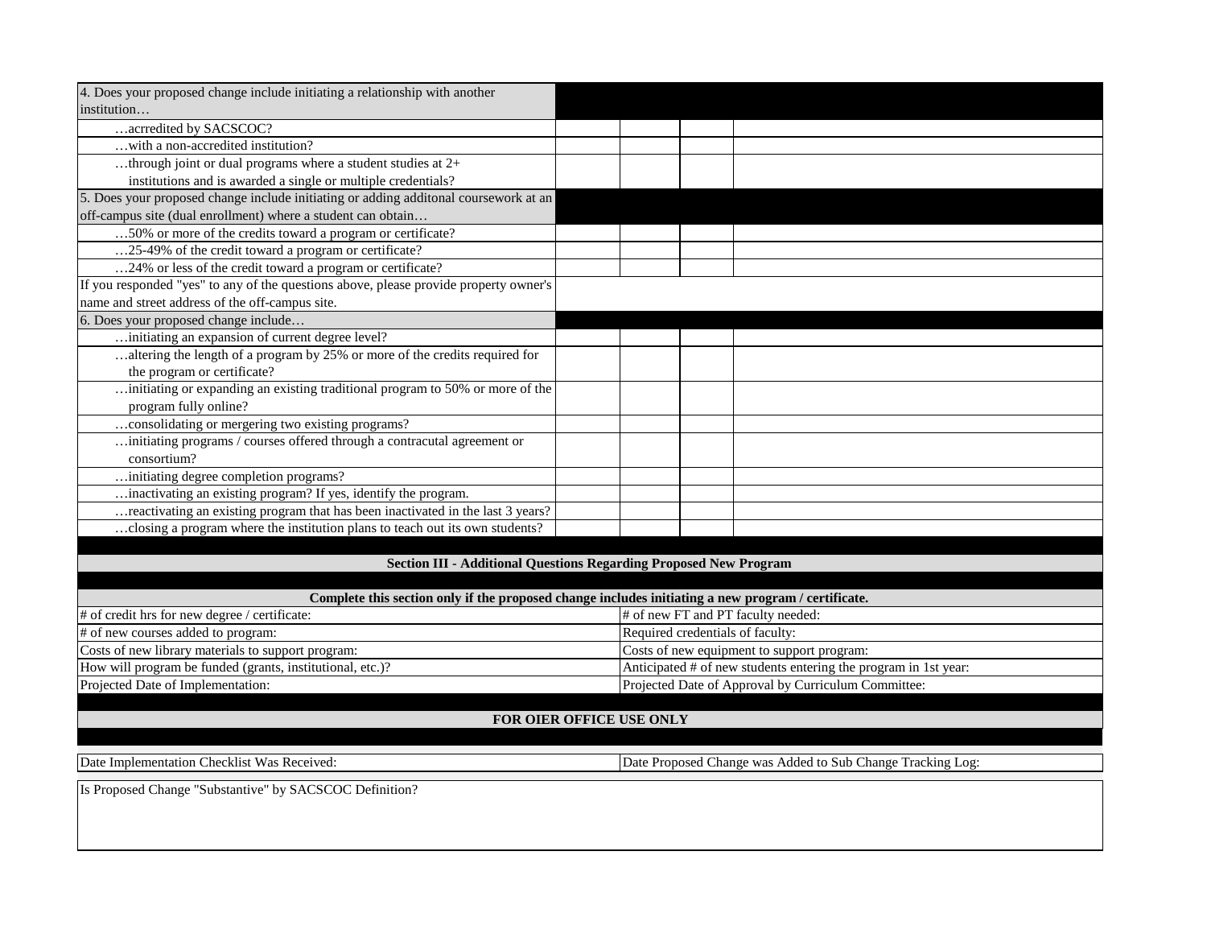| | | | |
|---|---|---|---|
| 4. Does your proposed change include initiating a relationship with another institution… | | | | |
| …acrredited by SACSCOC? | | | | |
| …with a non-accredited institution? | | | | |
| …through joint or dual programs where a student studies at 2+ institutions and is awarded a single or multiple credentials? | | | | |
| 5. Does your proposed change include initiating or adding additonal coursework at an off-campus site (dual enrollment) where a student can obtain… | | | | |
| …50% or more of the credits toward a program or certificate? | | | | |
| …25-49% of the credit toward a program or certificate? | | | | |
| …24% or less of the credit toward a program or certificate? | | | | |
| If you responded "yes" to any of the questions above, please provide property owner's name and street address of the off-campus site. | | | | |
| 6. Does your proposed change include… | | | | |
| …initiating an expansion of current degree level? | | | | |
| …altering the length of a program by 25% or more of the credits required for the program or certificate? | | | | |
| …initiating or expanding an existing traditional program to 50% or more of the program fully online? | | | | |
| …consolidating or mergering two existing programs? | | | | |
| …initiating programs / courses offered through a contracutal agreement or consortium? | | | | |
| …initiating degree completion programs? | | | | |
| …inactivating an existing program? If yes, identify the program. | | | | |
| …reactivating an existing program that has been inactivated in the last 3 years? | | | | |
| …closing a program where the institution plans to teach out its own students? | | | | |

**Section III - Additional Questions Regarding Proposed New Program**

**Complete this section only if the proposed change includes initiating a new program / certificate.**

| | |
|---|---|
| # of credit hrs for new degree / certificate: | # of new FT and PT faculty needed: |
| # of new courses added to program: | Required credentials of faculty: |
| Costs of new library materials to support program: | Costs of new equipment to support program: |
| How will program be funded (grants, institutional, etc.)? | Anticipated # of new students entering the program in 1st year: |
| Projected Date of Implementation: | Projected Date of Approval by Curriculum Committee: |

**FOR OIER OFFICE USE ONLY**

| | |
|---|---|
| Date Implementation Checklist Was Received: | Date Proposed Change was Added to Sub Change Tracking Log: |

Is Proposed Change "Substantive" by SACSCOC Definition?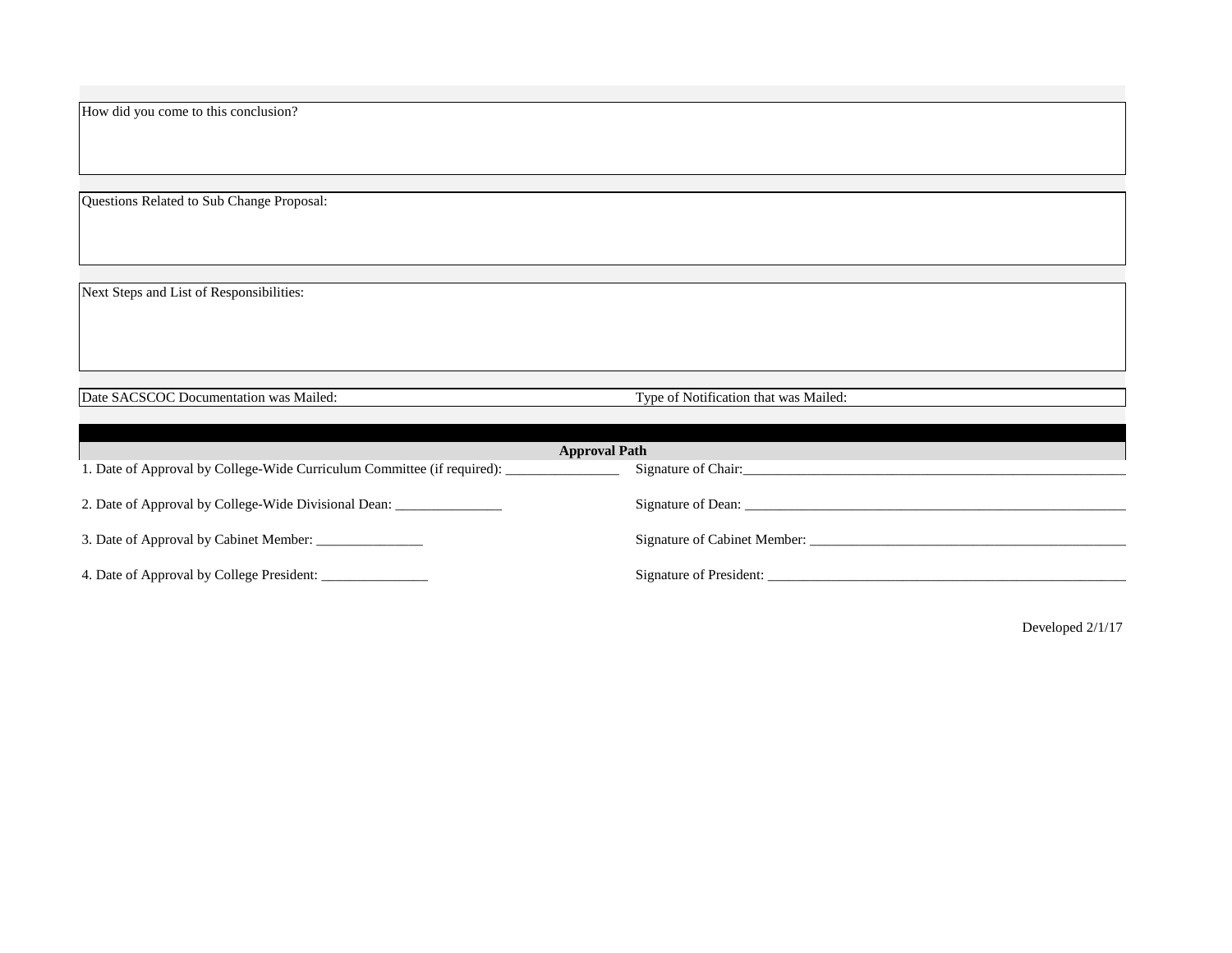How did you come to this conclusion?

Questions Related to Sub Change Proposal:

Next Steps and List of Responsibilities:

Date SACSCOC Documentation was Mailed: Type of Notification that was Mailed:

**Approval Path**

1. Date of Approval by College-Wide Curriculum Committee (if required): ________________ Signature of Chair:________________________________________________________

2. Date of Approval by College-Wide Divisional Dean: _______________ Signature of Dean: ________________________________________________________

3. Date of Approval by Cabinet Member: _______________ Signature of Cabinet Member: ______________________________________________

4. Date of Approval by College President: _______________ Signature of President: ____________________________________________________

Developed 2/1/17